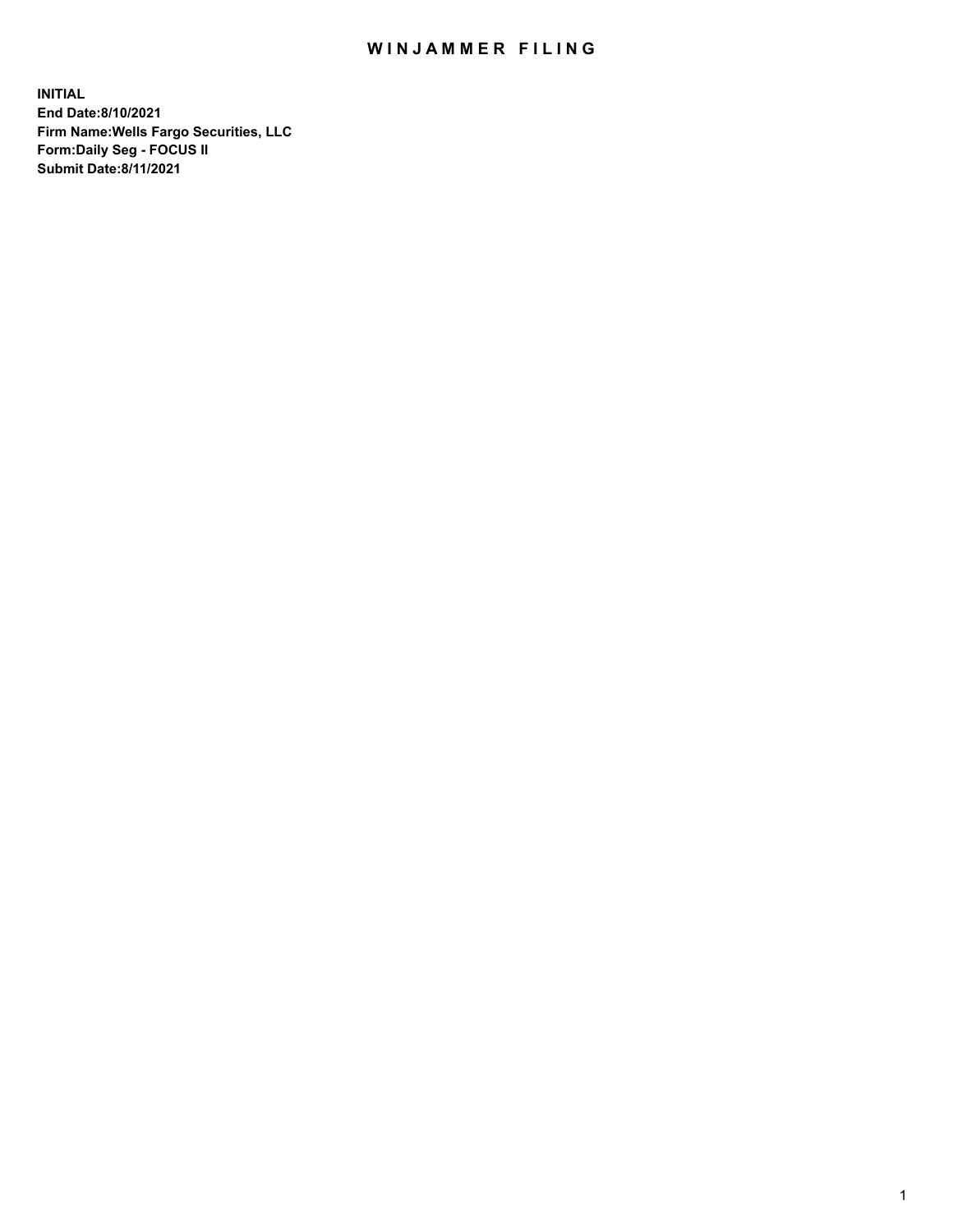# WINJAMMER FILING

**INITIAL**
**End Date:8/10/2021**
**Firm Name:Wells Fargo Securities, LLC**
**Form:Daily Seg - FOCUS II**
**Submit Date:8/11/2021**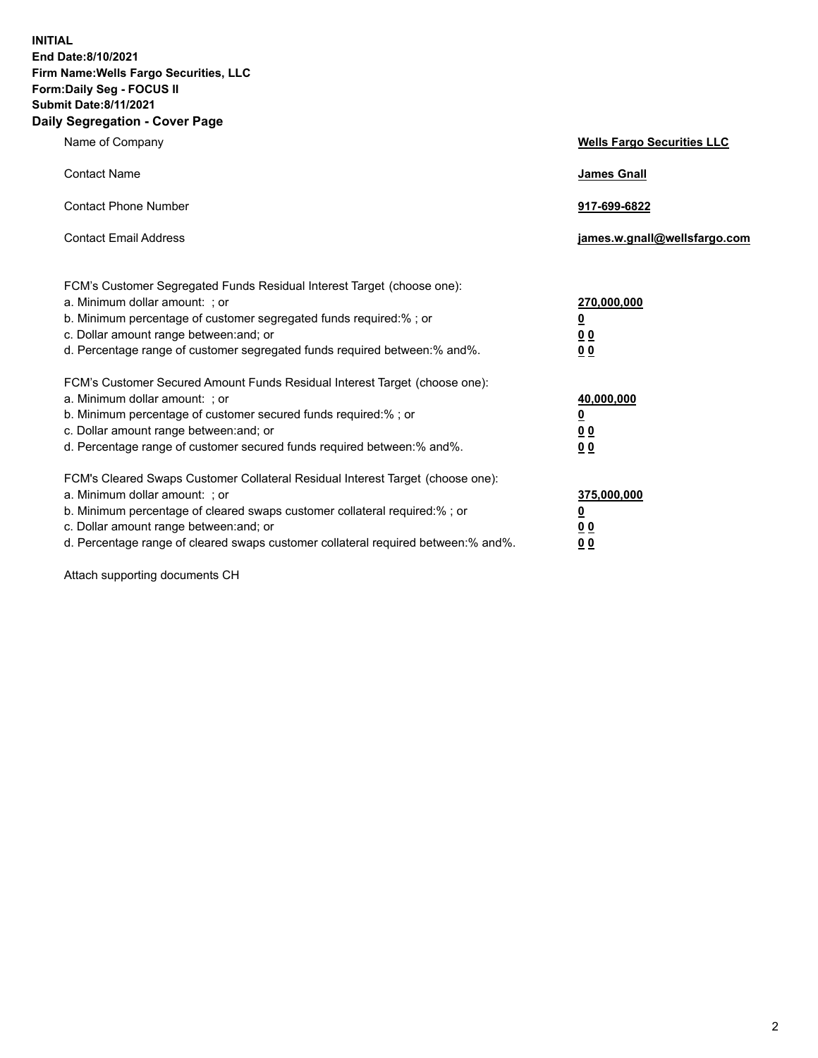**INITIAL**
**End Date:8/10/2021**
**Firm Name:Wells Fargo Securities, LLC**
**Form:Daily Seg - FOCUS II**
**Submit Date:8/11/2021**

## Daily Segregation - Cover Page

| | |
|---|---|
| Name of Company | **Wells Fargo Securities LLC** |
| Contact Name | **James Gnall** |
| Contact Phone Number | **917-699-6822** |
| Contact Email Address | **james.w.gnall@wellsfargo.com** |

| | |
|---|---|
| FCM's Customer Segregated Funds Residual Interest Target (choose one): | |
| a. Minimum dollar amount: ; or | **270,000,000** |
| b. Minimum percentage of customer segregated funds required:% ; or | **0** |
| c. Dollar amount range between:and; or | **0 0** |
| d. Percentage range of customer segregated funds required between:% and%. | **0 0** |
| FCM's Customer Secured Amount Funds Residual Interest Target (choose one): | |
| a. Minimum dollar amount: ; or | **40,000,000** |
| b. Minimum percentage of customer secured funds required:% ; or | **0** |
| c. Dollar amount range between:and; or | **0 0** |
| d. Percentage range of customer secured funds required between:% and%. | **0 0** |
| FCM's Cleared Swaps Customer Collateral Residual Interest Target (choose one): | |
| a. Minimum dollar amount: ; or | **375,000,000** |
| b. Minimum percentage of cleared swaps customer collateral required:% ; or | **0** |
| c. Dollar amount range between:and; or | **0 0** |
| d. Percentage range of cleared swaps customer collateral required between:% and%. | **0 0** |

Attach supporting documents CH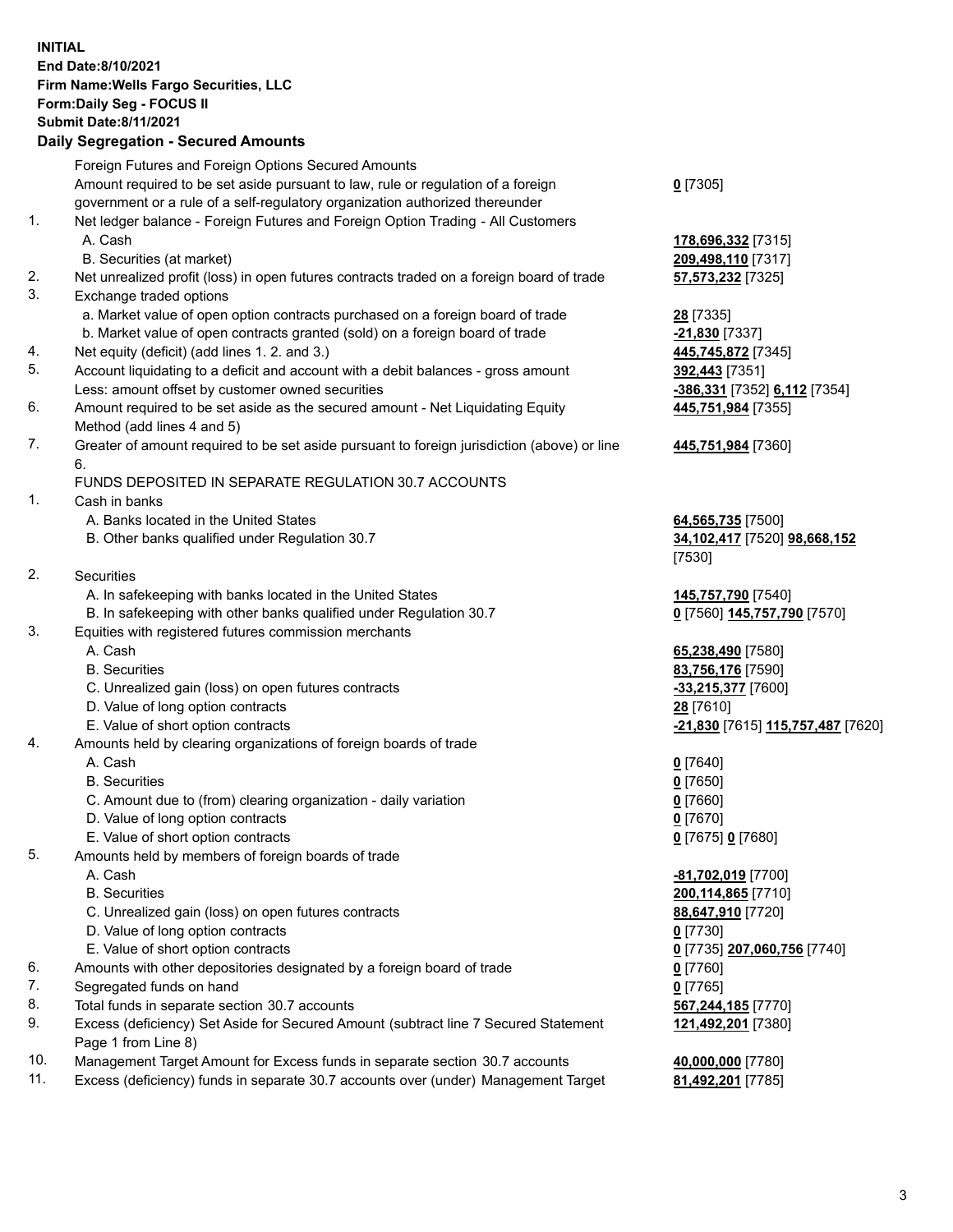**INITIAL**
**End Date:8/10/2021**
**Firm Name:Wells Fargo Securities, LLC**
**Form:Daily Seg - FOCUS II**
**Submit Date:8/11/2021**

## Daily Segregation - Secured Amounts

| | | |
|---|---|---|
| | Foreign Futures and Foreign Options Secured Amounts | |
| | Amount required to be set aside pursuant to law, rule or regulation of a foreign government or a rule of a self-regulatory organization authorized thereunder | **0** [7305] |
| 1. | Net ledger balance - Foreign Futures and Foreign Option Trading - All Customers | |
| | A. Cash | **178,696,332** [7315] |
| | B. Securities (at market) | **209,498,110** [7317] |
| 2. | Net unrealized profit (loss) in open futures contracts traded on a foreign board of trade | **57,573,232** [7325] |
| 3. | Exchange traded options | |
| | a. Market value of open option contracts purchased on a foreign board of trade | **28** [7335] |
| | b. Market value of open contracts granted (sold) on a foreign board of trade | **-21,830** [7337] |
| 4. | Net equity (deficit) (add lines 1. 2. and 3.) | **445,745,872** [7345] |
| 5. | Account liquidating to a deficit and account with a debit balances - gross amount | **392,443** [7351] |
| | Less: amount offset by customer owned securities | **-386,331** [7352] **6,112** [7354] |
| 6. | Amount required to be set aside as the secured amount - Net Liquidating Equity Method (add lines 4 and 5) | **445,751,984** [7355] |
| 7. | Greater of amount required to be set aside pursuant to foreign jurisdiction (above) or line 6. | **445,751,984** [7360] |
| | FUNDS DEPOSITED IN SEPARATE REGULATION 30.7 ACCOUNTS | |
| 1. | Cash in banks | |
| | A. Banks located in the United States | **64,565,735** [7500] |
| | B. Other banks qualified under Regulation 30.7 | **34,102,417** [7520] **98,668,152** [7530] |
| 2. | Securities | |
| | A. In safekeeping with banks located in the United States | **145,757,790** [7540] |
| | B. In safekeeping with other banks qualified under Regulation 30.7 | **0** [7560] **145,757,790** [7570] |
| 3. | Equities with registered futures commission merchants | |
| | A. Cash | **65,238,490** [7580] |
| | B. Securities | **83,756,176** [7590] |
| | C. Unrealized gain (loss) on open futures contracts | **-33,215,377** [7600] |
| | D. Value of long option contracts | **28** [7610] |
| | E. Value of short option contracts | **-21,830** [7615] **115,757,487** [7620] |
| 4. | Amounts held by clearing organizations of foreign boards of trade | |
| | A. Cash | **0** [7640] |
| | B. Securities | **0** [7650] |
| | C. Amount due to (from) clearing organization - daily variation | **0** [7660] |
| | D. Value of long option contracts | **0** [7670] |
| | E. Value of short option contracts | **0** [7675] **0** [7680] |
| 5. | Amounts held by members of foreign boards of trade | |
| | A. Cash | **-81,702,019** [7700] |
| | B. Securities | **200,114,865** [7710] |
| | C. Unrealized gain (loss) on open futures contracts | **88,647,910** [7720] |
| | D. Value of long option contracts | **0** [7730] |
| | E. Value of short option contracts | **0** [7735] **207,060,756** [7740] |
| 6. | Amounts with other depositories designated by a foreign board of trade | **0** [7760] |
| 7. | Segregated funds on hand | **0** [7765] |
| 8. | Total funds in separate section 30.7 accounts | **567,244,185** [7770] |
| 9. | Excess (deficiency) Set Aside for Secured Amount (subtract line 7 Secured Statement Page 1 from Line 8) | **121,492,201** [7380] |
| 10. | Management Target Amount for Excess funds in separate section 30.7 accounts | **40,000,000** [7780] |
| 11. | Excess (deficiency) funds in separate 30.7 accounts over (under) Management Target | **81,492,201** [7785] |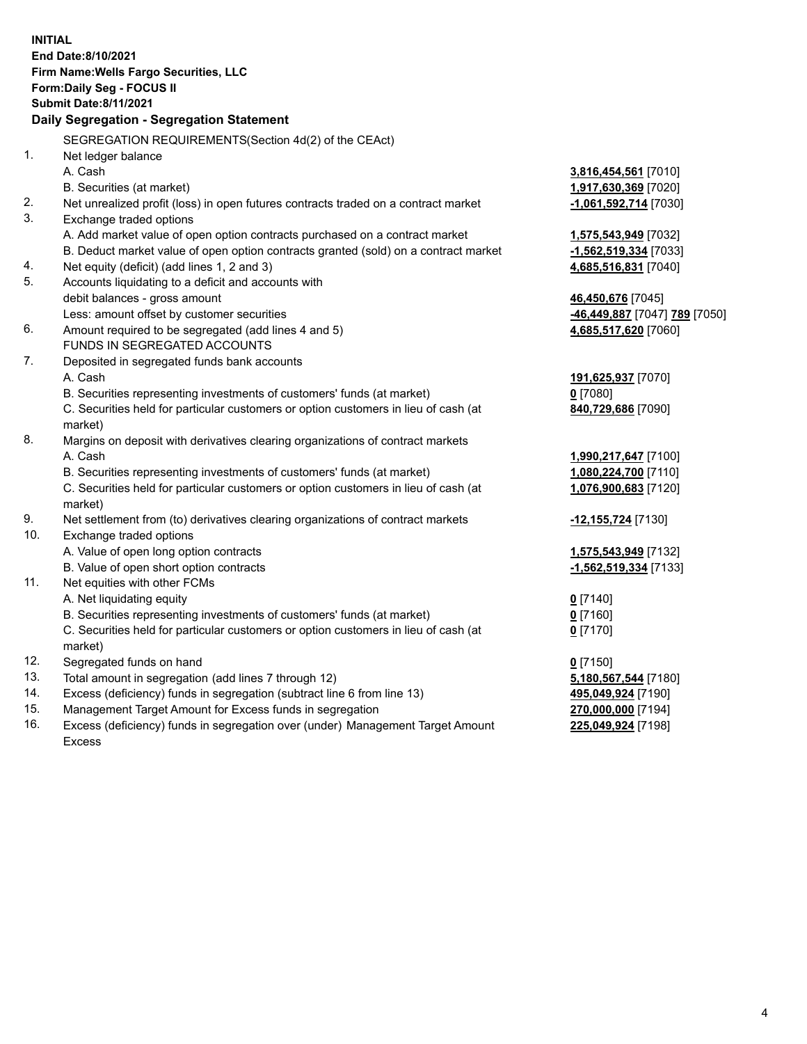**INITIAL**
**End Date:8/10/2021**
**Firm Name:Wells Fargo Securities, LLC**
**Form:Daily Seg - FOCUS II**
**Submit Date:8/11/2021**

## Daily Segregation - Segregation Statement

SEGREGATION REQUIREMENTS(Section 4d(2) of the CEAct)

| | | |
|---|---|---|
| 1. | Net ledger balance | |
| | A. Cash | **3,816,454,561** [7010] |
| | B. Securities (at market) | **1,917,630,369** [7020] |
| 2. | Net unrealized profit (loss) in open futures contracts traded on a contract market | **-1,061,592,714** [7030] |
| 3. | Exchange traded options | |
| | A. Add market value of open option contracts purchased on a contract market | **1,575,543,949** [7032] |
| | B. Deduct market value of open option contracts granted (sold) on a contract market | **-1,562,519,334** [7033] |
| 4. | Net equity (deficit) (add lines 1, 2 and 3) | **4,685,516,831** [7040] |
| 5. | Accounts liquidating to a deficit and accounts with debit balances - gross amount | **46,450,676** [7045] |
| | Less: amount offset by customer securities | **-46,449,887** [7047] **789** [7050] |
| 6. | Amount required to be segregated (add lines 4 and 5) | **4,685,517,620** [7060] |
| | FUNDS IN SEGREGATED ACCOUNTS | |
| 7. | Deposited in segregated funds bank accounts | |
| | A. Cash | **191,625,937** [7070] |
| | B. Securities representing investments of customers' funds (at market) | **0** [7080] |
| | C. Securities held for particular customers or option customers in lieu of cash (at market) | **840,729,686** [7090] |
| 8. | Margins on deposit with derivatives clearing organizations of contract markets | |
| | A. Cash | **1,990,217,647** [7100] |
| | B. Securities representing investments of customers' funds (at market) | **1,080,224,700** [7110] |
| | C. Securities held for particular customers or option customers in lieu of cash (at market) | **1,076,900,683** [7120] |
| 9. | Net settlement from (to) derivatives clearing organizations of contract markets | **-12,155,724** [7130] |
| 10. | Exchange traded options | |
| | A. Value of open long option contracts | **1,575,543,949** [7132] |
| | B. Value of open short option contracts | **-1,562,519,334** [7133] |
| 11. | Net equities with other FCMs | |
| | A. Net liquidating equity | **0** [7140] |
| | B. Securities representing investments of customers' funds (at market) | **0** [7160] |
| | C. Securities held for particular customers or option customers in lieu of cash (at market) | **0** [7170] |
| 12. | Segregated funds on hand | **0** [7150] |
| 13. | Total amount in segregation (add lines 7 through 12) | **5,180,567,544** [7180] |
| 14. | Excess (deficiency) funds in segregation (subtract line 6 from line 13) | **495,049,924** [7190] |
| 15. | Management Target Amount for Excess funds in segregation | **270,000,000** [7194] |
| 16. | Excess (deficiency) funds in segregation over (under) Management Target Amount Excess | **225,049,924** [7198] |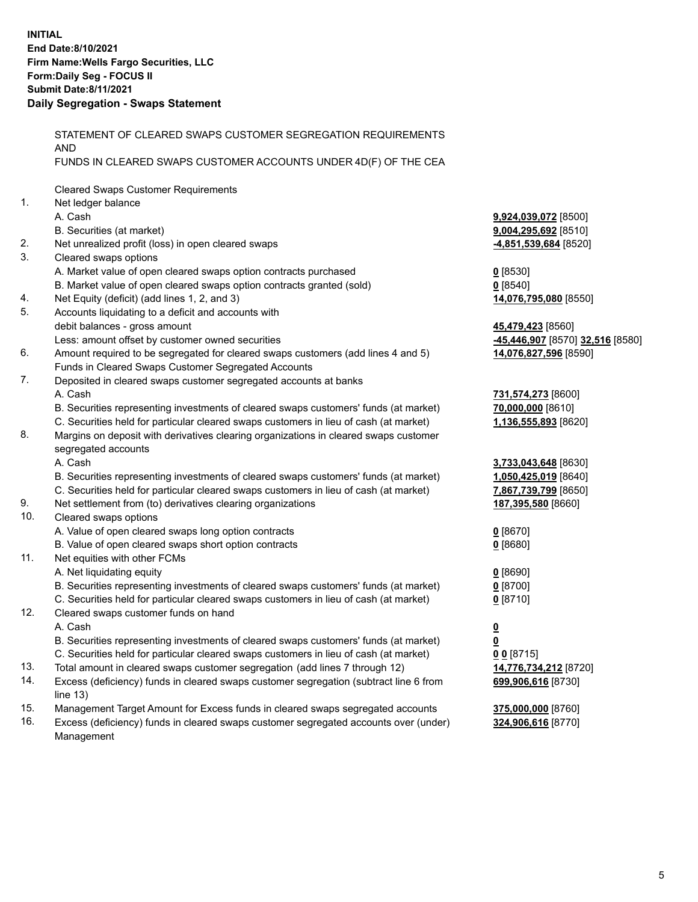**INITIAL**
**End Date:8/10/2021**
**Firm Name:Wells Fargo Securities, LLC**
**Form:Daily Seg - FOCUS II**
**Submit Date:8/11/2021**
**Daily Segregation - Swaps Statement**

STATEMENT OF CLEARED SWAPS CUSTOMER SEGREGATION REQUIREMENTS AND FUNDS IN CLEARED SWAPS CUSTOMER ACCOUNTS UNDER 4D(F) OF THE CEA

| | | |
|---|---|---|
| | Cleared Swaps Customer Requirements | |
| 1. | Net ledger balance | |
| | A. Cash | **9,924,039,072** [8500] |
| | B. Securities (at market) | **9,004,295,692** [8510] |
| 2. | Net unrealized profit (loss) in open cleared swaps | **-4,851,539,684** [8520] |
| 3. | Cleared swaps options | |
| | A. Market value of open cleared swaps option contracts purchased | **0** [8530] |
| | B. Market value of open cleared swaps option contracts granted (sold) | **0** [8540] |
| 4. | Net Equity (deficit) (add lines 1, 2, and 3) | **14,076,795,080** [8550] |
| 5. | Accounts liquidating to a deficit and accounts with | |
| | debit balances - gross amount | **45,479,423** [8560] |
| | Less: amount offset by customer owned securities | **-45,446,907** [8570] **32,516** [8580] |
| 6. | Amount required to be segregated for cleared swaps customers (add lines 4 and 5) | **14,076,827,596** [8590] |
| | Funds in Cleared Swaps Customer Segregated Accounts | |
| 7. | Deposited in cleared swaps customer segregated accounts at banks | |
| | A. Cash | **731,574,273** [8600] |
| | B. Securities representing investments of cleared swaps customers' funds (at market) | **70,000,000** [8610] |
| | C. Securities held for particular cleared swaps customers in lieu of cash (at market) | **1,136,555,893** [8620] |
| 8. | Margins on deposit with derivatives clearing organizations in cleared swaps customer segregated accounts | |
| | A. Cash | **3,733,043,648** [8630] |
| | B. Securities representing investments of cleared swaps customers' funds (at market) | **1,050,425,019** [8640] |
| | C. Securities held for particular cleared swaps customers in lieu of cash (at market) | **7,867,739,799** [8650] |
| 9. | Net settlement from (to) derivatives clearing organizations | **187,395,580** [8660] |
| 10. | Cleared swaps options | |
| | A. Value of open cleared swaps long option contracts | **0** [8670] |
| | B. Value of open cleared swaps short option contracts | **0** [8680] |
| 11. | Net equities with other FCMs | |
| | A. Net liquidating equity | **0** [8690] |
| | B. Securities representing investments of cleared swaps customers' funds (at market) | **0** [8700] |
| | C. Securities held for particular cleared swaps customers in lieu of cash (at market) | **0** [8710] |
| 12. | Cleared swaps customer funds on hand | |
| | A. Cash | **0** |
| | B. Securities representing investments of cleared swaps customers' funds (at market) | **0** |
| | C. Securities held for particular cleared swaps customers in lieu of cash (at market) | **0** **0** [8715] |
| 13. | Total amount in cleared swaps customer segregation (add lines 7 through 12) | **14,776,734,212** [8720] |
| 14. | Excess (deficiency) funds in cleared swaps customer segregation (subtract line 6 from line 13) | **699,906,616** [8730] |
| 15. | Management Target Amount for Excess funds in cleared swaps segregated accounts | **375,000,000** [8760] |
| 16. | Excess (deficiency) funds in cleared swaps customer segregated accounts over (under) Management | **324,906,616** [8770] |